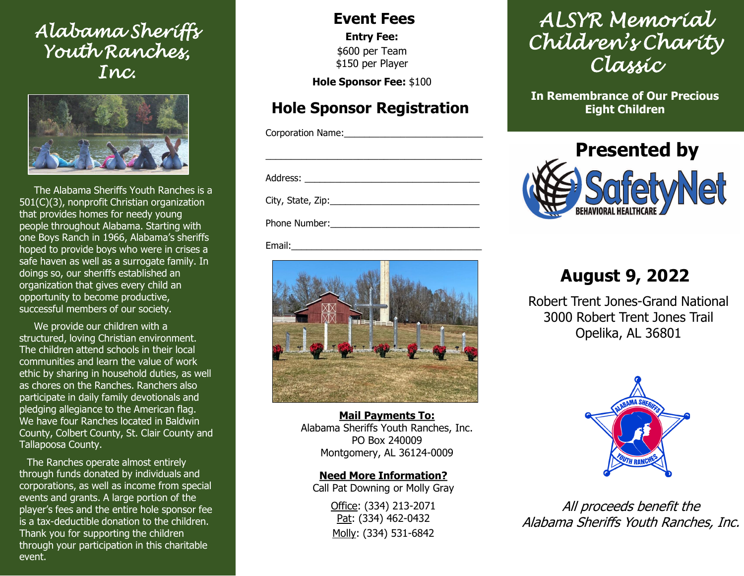# Alabama Sheriffs Youth Ranches, Inc.

The Alabama Sheriffs Youth Ranches is a 501(C)(3), nonprofit Christian organization that provides homes for needy young people throughout Alabama. Starting with one Boys Ranch in 1966, Alabama's sheriffs hoped to provide boys who were in crises a safe haven as well as a surrogate family. In doings so, our sheriffs established an organization that gives every child an opportunity to become productive, successful members of our society.

We provide our children with a structured, loving Christian environment. The children attend schools in their local communities and learn the value of work ethic by sharing in household duties, as well as chores on the Ranches. Ranchers also participate in daily family devotionals and pledging allegiance to the American flag. We have four Ranches located in Baldwin County, Colbert County, St. Clair County and Tallapoosa County.

The Ranches operate almost entirely through funds donated by individuals and corporations, as well as income from special events and grants. A large portion of the player's fees and the entire hole sponsor fee is a tax-deductible donation to the children. Thank you for supporting the children through your participation in this charitable event.

## Event Fees

**Entry Fee:**
$600 per Team
$150 per Player

**Hole Sponsor Fee:** $100

## Hole Sponsor Registration

Corporation Name:___________________________

_________________________________________

Address: ________________________________

City, State, Zip:___________________________

Phone Number:____________________________

Email:_____________________________________

**Mail Payments To:**
Alabama Sheriffs Youth Ranches, Inc.
PO Box 240009
Montgomery, AL 36124-0009

**Need More Information?**
Call Pat Downing or Molly Gray

Office: (334) 213-2071
Pat: (334) 462-0432
Molly: (334) 531-6842

# ALSYR Memorial Children's Charity Classic

**In Remembrance of Our Precious Eight Children**

## Presented by

SafetyNet Behavioral Healthcare

## August 9, 2022

Robert Trent Jones-Grand National
3000 Robert Trent Jones Trail
Opelika, AL 36801

*All proceeds benefit the Alabama Sheriffs Youth Ranches, Inc.*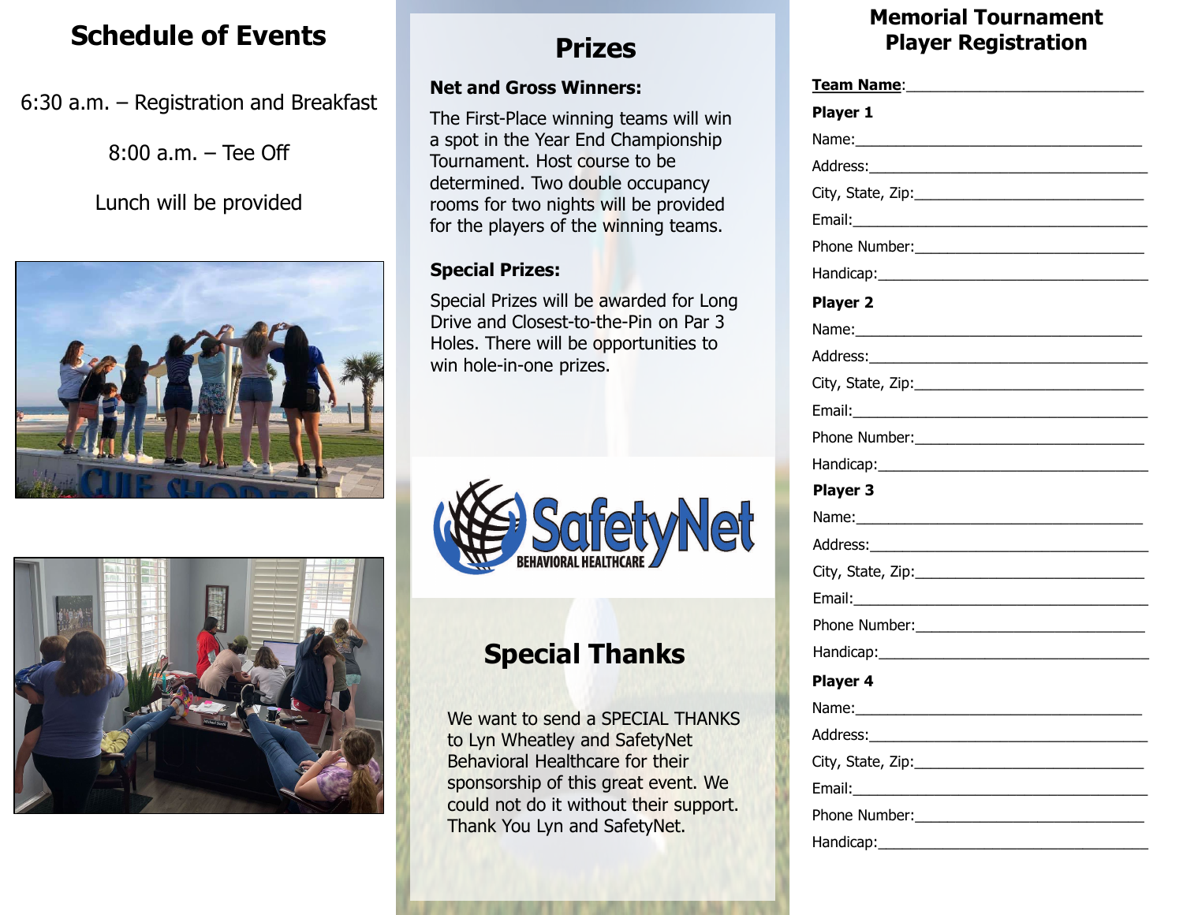# Schedule of Events

6:30 a.m. – Registration and Breakfast

8:00 a.m. – Tee Off

Lunch will be provided

# Prizes

**Net and Gross Winners:**

The First-Place winning teams will win a spot in the Year End Championship Tournament. Host course to be determined. Two double occupancy rooms for two nights will be provided for the players of the winning teams.

**Special Prizes:**

Special Prizes will be awarded for Long Drive and Closest-to-the-Pin on Par 3 Holes. There will be opportunities to win hole-in-one prizes.

SafetyNet BEHAVIORAL HEALTHCARE

# Special Thanks

We want to send a SPECIAL THANKS to Lyn Wheatley and SafetyNet Behavioral Healthcare for their sponsorship of this great event. We could not do it without their support. Thank You Lyn and SafetyNet.

# Memorial Tournament Player Registration

**Team Name**:______________________________

**Player 1**

Name:______________________________

Address:______________________________

City, State, Zip:______________________________

Email:______________________________

Phone Number:______________________________

Handicap:______________________________

**Player 2**

Name:______________________________

Address:______________________________

City, State, Zip:______________________________

Email:______________________________

Phone Number:______________________________

Handicap:______________________________

**Player 3**

Name:______________________________

Address:______________________________

City, State, Zip:______________________________

Email:______________________________

Phone Number:______________________________

Handicap:______________________________

**Player 4**

Name:______________________________

Address:______________________________

City, State, Zip:______________________________

Email:______________________________

Phone Number:______________________________

Handicap:______________________________